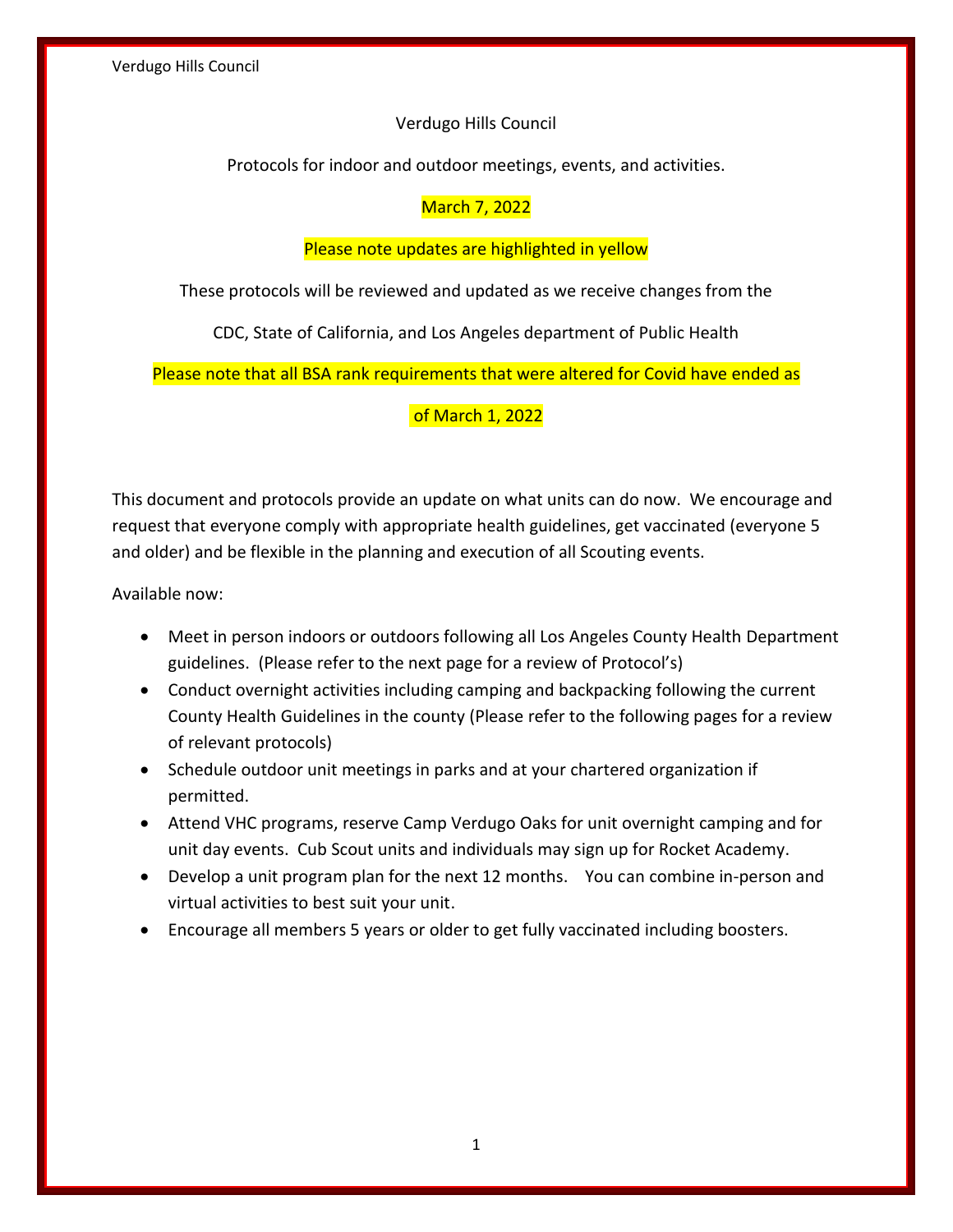# Verdugo Hills Council

Protocols for indoor and outdoor meetings, events, and activities.

March 7, 2022

Please note updates are highlighted in yellow

These protocols will be reviewed and updated as we receive changes from the CDC, State of California, and Los Angeles department of Public Health

Please note that all BSA rank requirements that were altered for Covid have ended as of March 1, 2022

This document and protocols provide an update on what units can do now. We encourage and request that everyone comply with appropriate health guidelines, get vaccinated (everyone 5 and older) and be flexible in the planning and execution of all Scouting events.

Available now:

- Meet in person indoors or outdoors following all Los Angeles County Health Department guidelines. (Please refer to the next page for a review of Protocol's)
- Conduct overnight activities including camping and backpacking following the current County Health Guidelines in the county (Please refer to the following pages for a review of relevant protocols)
- Schedule outdoor unit meetings in parks and at your chartered organization if permitted.
- Attend VHC programs, reserve Camp Verdugo Oaks for unit overnight camping and for unit day events. Cub Scout units and individuals may sign up for Rocket Academy.
- Develop a unit program plan for the next 12 months. You can combine in-person and virtual activities to best suit your unit.
- Encourage all members 5 years or older to get fully vaccinated including boosters.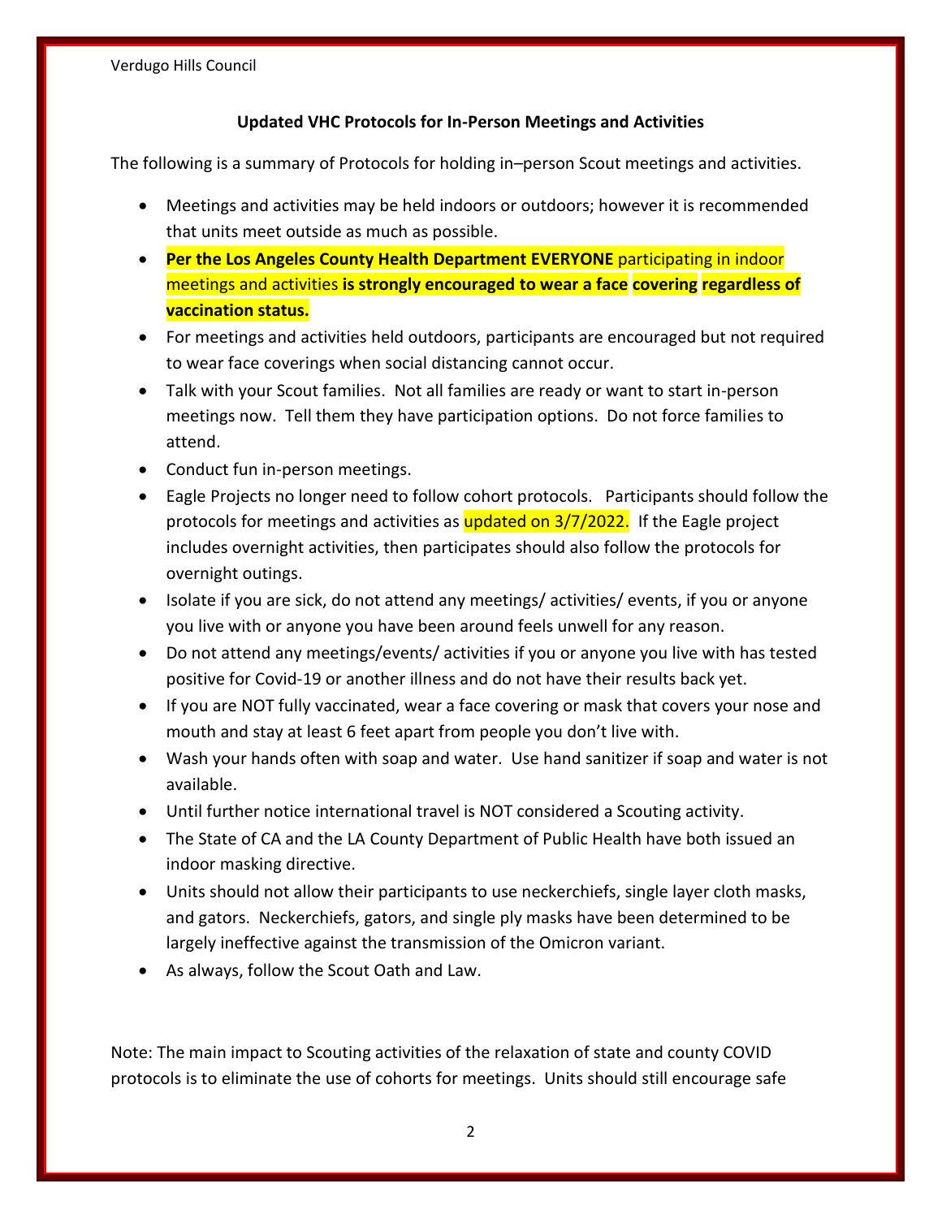Verdugo Hills Council

**Updated VHC Protocols for In-Person Meetings and Activities**

The following is a summary of Protocols for holding in–person Scout meetings and activities.

- Meetings and activities may be held indoors or outdoors; however it is recommended that units meet outside as much as possible.
- **Per the Los Angeles County Health Department EVERYONE** participating in indoor meetings and activities **is strongly encouraged to wear a face covering regardless of vaccination status.**
- For meetings and activities held outdoors, participants are encouraged but not required to wear face coverings when social distancing cannot occur.
- Talk with your Scout families. Not all families are ready or want to start in-person meetings now. Tell them they have participation options. Do not force families to attend.
- Conduct fun in-person meetings.
- Eagle Projects no longer need to follow cohort protocols. Participants should follow the protocols for meetings and activities as updated on 3/7/2022. If the Eagle project includes overnight activities, then participates should also follow the protocols for overnight outings.
- Isolate if you are sick, do not attend any meetings/ activities/ events, if you or anyone you live with or anyone you have been around feels unwell for any reason.
- Do not attend any meetings/events/ activities if you or anyone you live with has tested positive for Covid-19 or another illness and do not have their results back yet.
- If you are NOT fully vaccinated, wear a face covering or mask that covers your nose and mouth and stay at least 6 feet apart from people you don't live with.
- Wash your hands often with soap and water. Use hand sanitizer if soap and water is not available.
- Until further notice international travel is NOT considered a Scouting activity.
- The State of CA and the LA County Department of Public Health have both issued an indoor masking directive.
- Units should not allow their participants to use neckerchiefs, single layer cloth masks, and gators. Neckerchiefs, gators, and single ply masks have been determined to be largely ineffective against the transmission of the Omicron variant.
- As always, follow the Scout Oath and Law.

Note: The main impact to Scouting activities of the relaxation of state and county COVID protocols is to eliminate the use of cohorts for meetings. Units should still encourage safe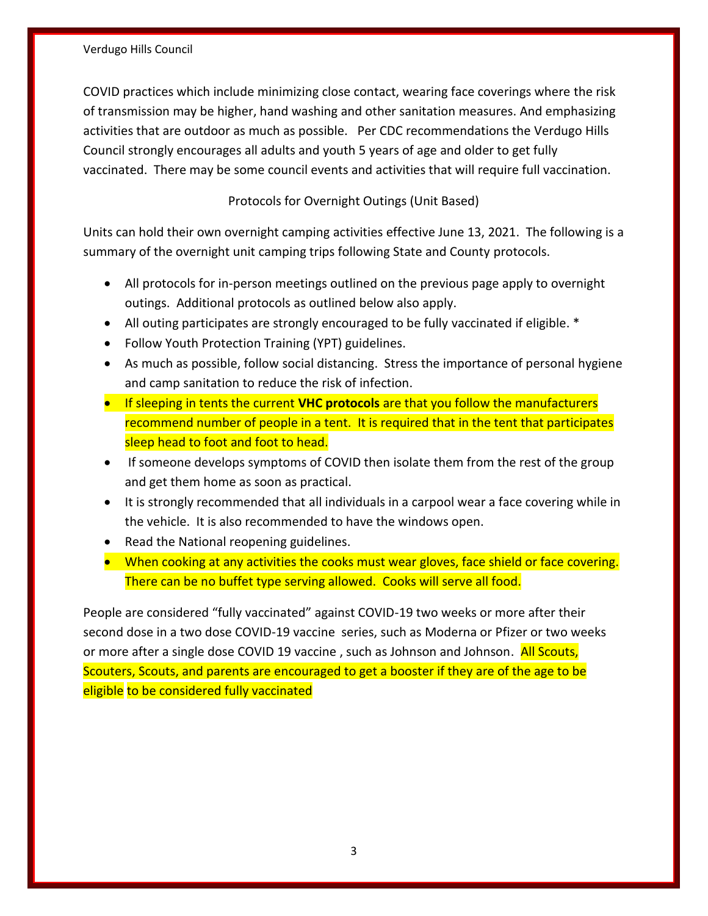COVID practices which include minimizing close contact, wearing face coverings where the risk of transmission may be higher, hand washing and other sanitation measures. And emphasizing activities that are outdoor as much as possible. Per CDC recommendations the Verdugo Hills Council strongly encourages all adults and youth 5 years of age and older to get fully vaccinated. There may be some council events and activities that will require full vaccination.

## Protocols for Overnight Outings (Unit Based)

Units can hold their own overnight camping activities effective June 13, 2021. The following is a summary of the overnight unit camping trips following State and County protocols.

- All protocols for in-person meetings outlined on the previous page apply to overnight outings. Additional protocols as outlined below also apply.
- All outing participates are strongly encouraged to be fully vaccinated if eligible. *
- Follow Youth Protection Training (YPT) guidelines.
- As much as possible, follow social distancing. Stress the importance of personal hygiene and camp sanitation to reduce the risk of infection.
- If sleeping in tents the current **VHC protocols** are that you follow the manufacturers recommend number of people in a tent. It is required that in the tent that participates sleep head to foot and foot to head.
- If someone develops symptoms of COVID then isolate them from the rest of the group and get them home as soon as practical.
- It is strongly recommended that all individuals in a carpool wear a face covering while in the vehicle. It is also recommended to have the windows open.
- Read the National reopening guidelines.
- When cooking at any activities the cooks must wear gloves, face shield or face covering. There can be no buffet type serving allowed. Cooks will serve all food.

People are considered "fully vaccinated" against COVID-19 two weeks or more after their second dose in a two dose COVID-19 vaccine series, such as Moderna or Pfizer or two weeks or more after a single dose COVID 19 vaccine , such as Johnson and Johnson. All Scouts, Scouters, Scouts, and parents are encouraged to get a booster if they are of the age to be eligible to be considered fully vaccinated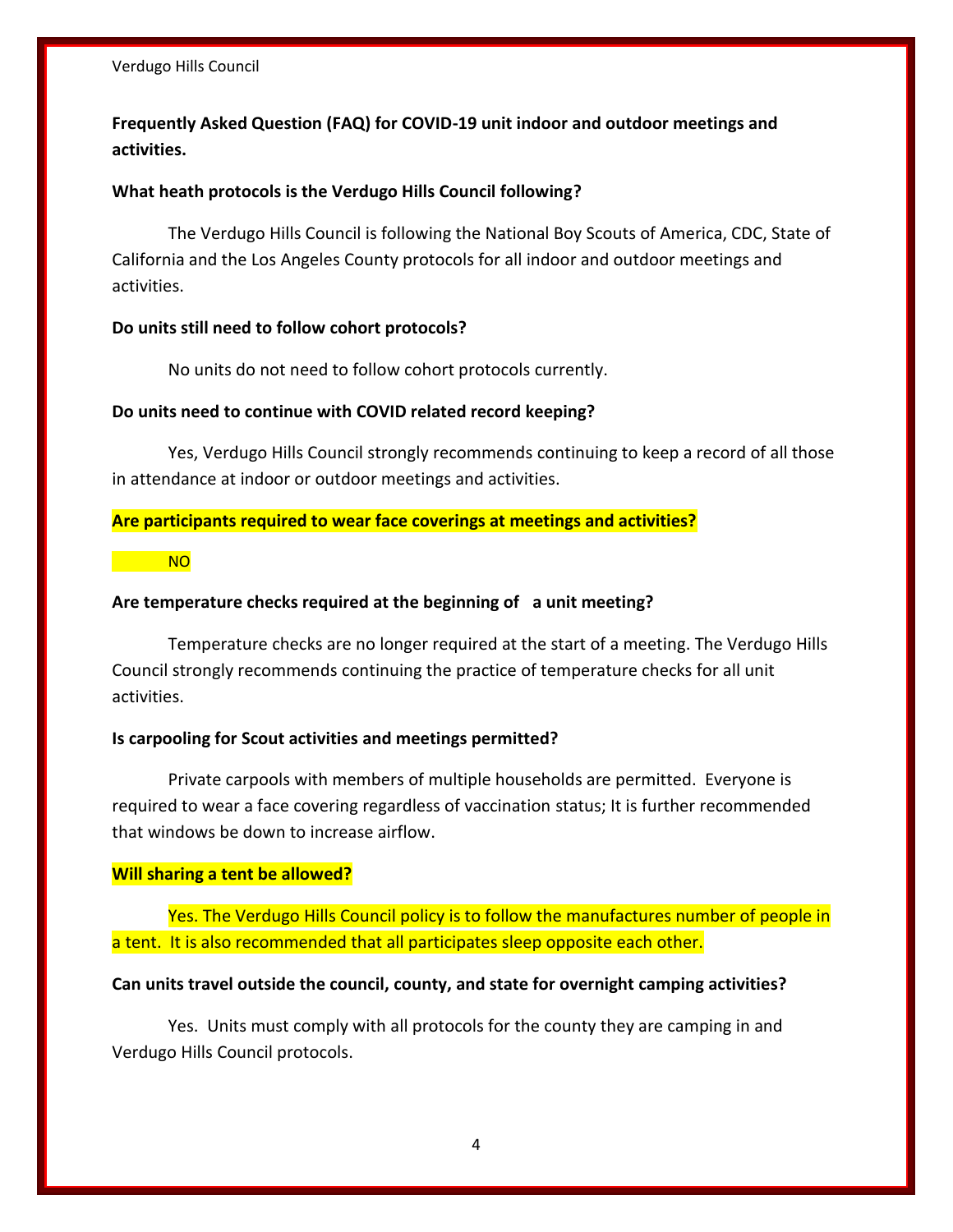Verdugo Hills Council

**Frequently Asked Question (FAQ) for COVID-19 unit indoor and outdoor meetings and activities.**

**What heath protocols is the Verdugo Hills Council following?**

The Verdugo Hills Council is following the National Boy Scouts of America, CDC, State of California and the Los Angeles County protocols for all indoor and outdoor meetings and activities.

**Do units still need to follow cohort protocols?**

No units do not need to follow cohort protocols currently.

**Do units need to continue with COVID related record keeping?**

Yes, Verdugo Hills Council strongly recommends continuing to keep a record of all those in attendance at indoor or outdoor meetings and activities.

**Are participants required to wear face coverings at meetings and activities?**

NO

**Are temperature checks required at the beginning of a unit meeting?**

Temperature checks are no longer required at the start of a meeting. The Verdugo Hills Council strongly recommends continuing the practice of temperature checks for all unit activities.

**Is carpooling for Scout activities and meetings permitted?**

Private carpools with members of multiple households are permitted. Everyone is required to wear a face covering regardless of vaccination status; It is further recommended that windows be down to increase airflow.

**Will sharing a tent be allowed?**

Yes. The Verdugo Hills Council policy is to follow the manufactures number of people in a tent. It is also recommended that all participates sleep opposite each other.

**Can units travel outside the council, county, and state for overnight camping activities?**

Yes. Units must comply with all protocols for the county they are camping in and Verdugo Hills Council protocols.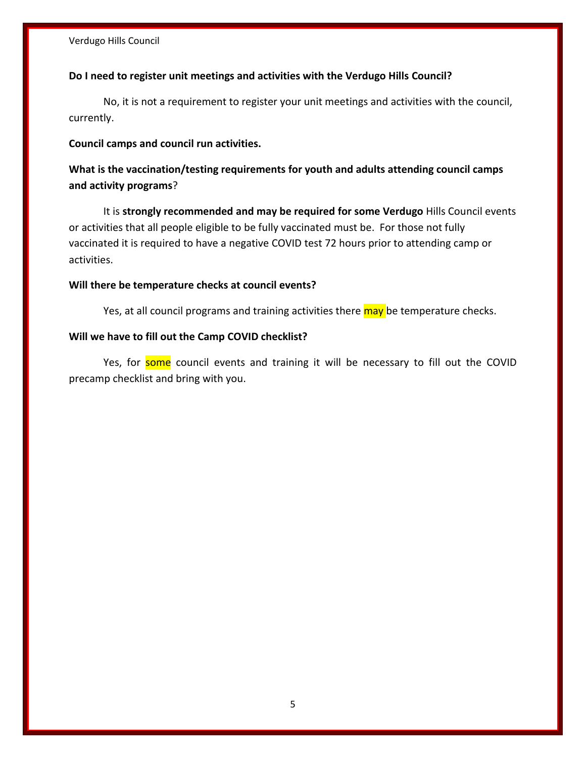**Do I need to register unit meetings and activities with the Verdugo Hills Council?**

No, it is not a requirement to register your unit meetings and activities with the council, currently.

**Council camps and council run activities.**

**What is the vaccination/testing requirements for youth and adults attending council camps and activity programs**?

It is **strongly recommended and may be required for some Verdugo** Hills Council events or activities that all people eligible to be fully vaccinated must be. For those not fully vaccinated it is required to have a negative COVID test 72 hours prior to attending camp or activities.

**Will there be temperature checks at council events?**

Yes, at all council programs and training activities there may be temperature checks.

**Will we have to fill out the Camp COVID checklist?**

Yes, for some council events and training it will be necessary to fill out the COVID precamp checklist and bring with you.